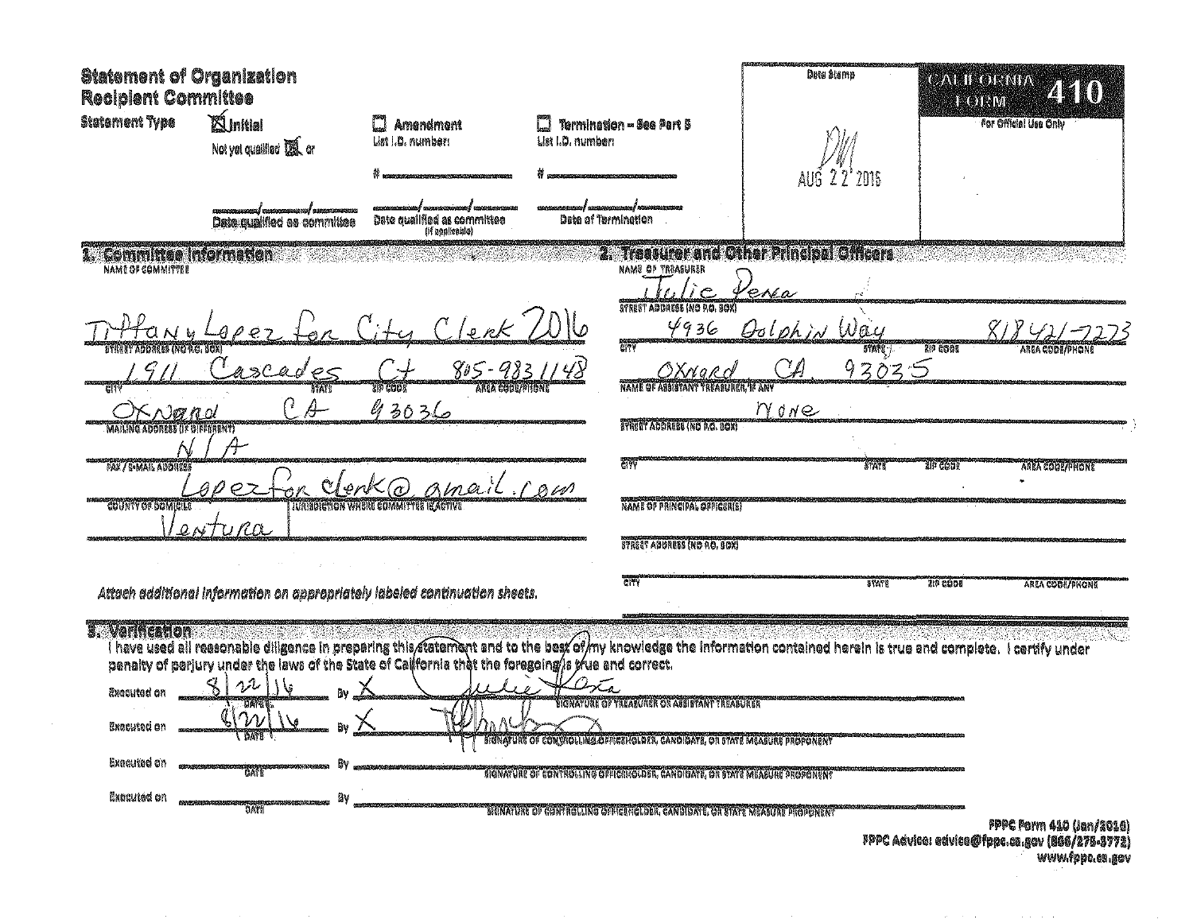# Statement of Organization Recipient Committee

**CALIFORNIA FORM 410**

For Official Use Only

Date Stamp

DM
AUG 22 2016

**Statement Type**

☒ Initial
Not yet qualified ☒ or

____/____/____
Date qualified as committee

☐ Amendment
List I.D. number:

#__________

____/____/____
Date qualified as committee (if applicable)

☐ Termination – See Part 5
List I.D. number:

#__________

____/____/____
Date of Termination

## 1. Committee Information

NAME OF COMMITTEE
Tiffany Lopez for City Clerk 2016

STREET ADDRESS (NO P.O. BOX) | AREA CODE/PHONE
1911 Cascades Ct | 805-983-1148

CITY | STATE | ZIP CODE
Oxnard | CA | 93036

MAILING ADDRESS (IF DIFFERENT)
N/A

FAX / E-MAIL ADDRESS
Lopezforclerk@gmail.com

COUNTY OF DOMICILE | JURISDICTION WHERE COMMITTEE IS ACTIVE
Ventura |

*Attach additional information on appropriately labeled continuation sheets.*

## 2. Treasurer and Other Principal Officers

NAME OF TREASURER
Julie Pena

STREET ADDRESS (NO P.O. BOX) | AREA CODE/PHONE
4936 Dolphin Way | 818-421-7273

CITY | STATE | ZIP CODE
Oxnard | CA | 93035

NAME OF ASSISTANT TREASURER, IF ANY
None

STREET ADDRESS (NO P.O. BOX)

CITY | STATE | ZIP CODE | AREA CODE/PHONE

NAME OF PRINCIPAL OFFICER(S)

STREET ADDRESS (NO P.O. BOX)

CITY | STATE | ZIP CODE | AREA CODE/PHONE

## 3. Verification

I have used all reasonable diligence in preparing this statement and to the best of my knowledge the information contained herein is true and complete. I certify under penalty of perjury under the laws of the State of California that the foregoing is true and correct.

Executed on 8/22/16 By X Julie Pena
DATE — SIGNATURE OF TREASURER OR ASSISTANT TREASURER

Executed on 8/22/16 By X [signature]
DATE — SIGNATURE OF CONTROLLING OFFICEHOLDER, CANDIDATE, OR STATE MEASURE PROPONENT

Executed on ________ By ________
DATE — SIGNATURE OF CONTROLLING OFFICEHOLDER, CANDIDATE, OR STATE MEASURE PROPONENT

Executed on ________ By ________
DATE — SIGNATURE OF CONTROLLING OFFICEHOLDER, CANDIDATE, OR STATE MEASURE PROPONENT

FPPC Form 410 (Jan/2016)
FPPC Advice: advice@fppc.ca.gov (866/275-3772)
www.fppc.ca.gov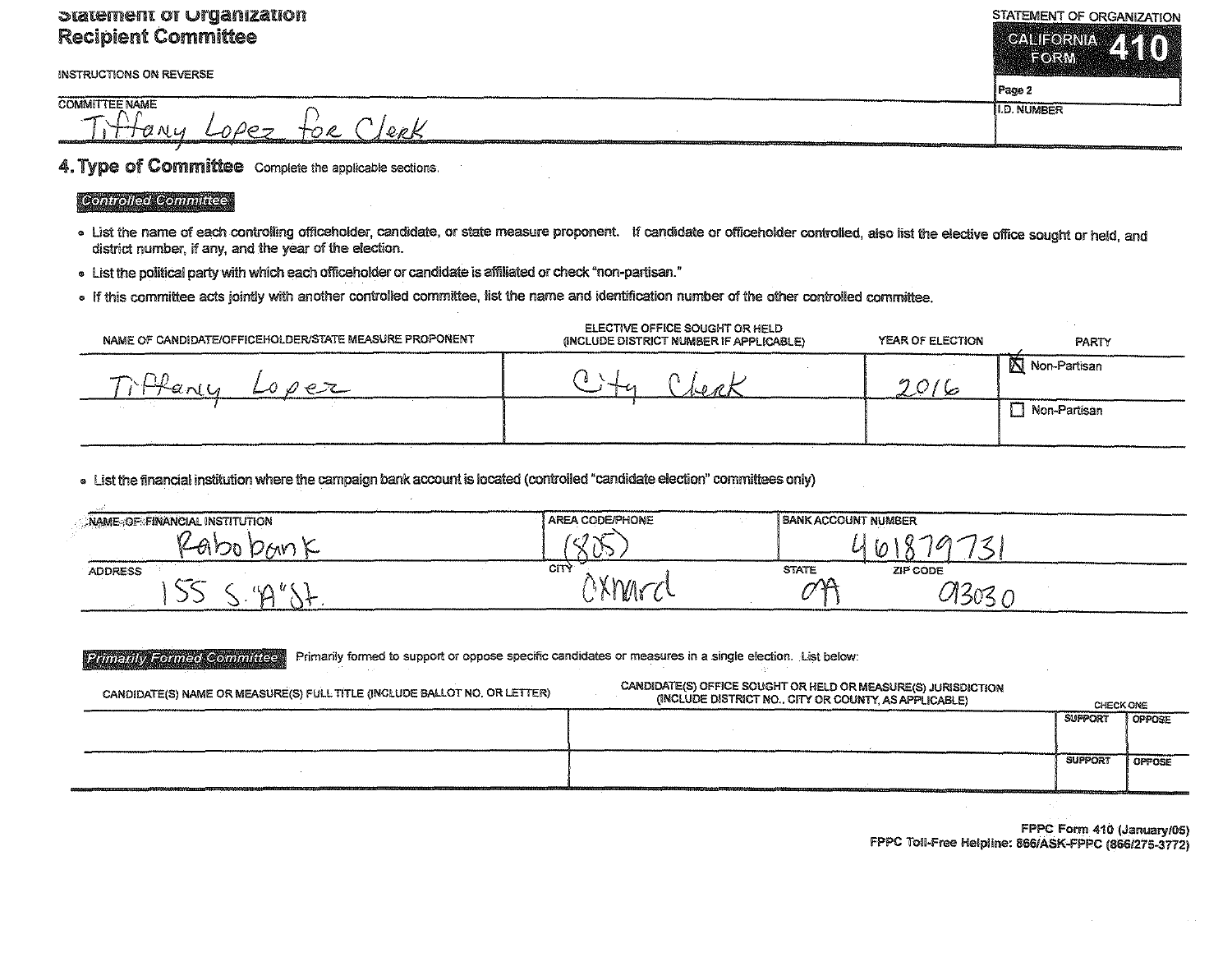# Statement of Organization
## Recipient Committee

INSTRUCTIONS ON REVERSE

**STATEMENT OF ORGANIZATION**
**CALIFORNIA FORM 410**

Page 2

| COMMITTEE NAME | I.D. NUMBER |
|---|---|
| Tiffany Lopez for Clerk | |

## 4. Type of Committee

Complete the applicable sections.

### Controlled Committee

- List the name of each controlling officeholder, candidate, or state measure proponent. If candidate or officeholder controlled, also list the elective office sought or held, and district number, if any, and the year of the election.
- List the political party with which each officeholder or candidate is affiliated or check "non-partisan."
- If this committee acts jointly with another controlled committee, list the name and identification number of the other controlled committee.

| NAME OF CANDIDATE/OFFICEHOLDER/STATE MEASURE PROPONENT | ELECTIVE OFFICE SOUGHT OR HELD (INCLUDE DISTRICT NUMBER IF APPLICABLE) | YEAR OF ELECTION | PARTY |
|---|---|---|---|
| Tiffany Lopez | City Clerk | 2016 | ☒ Non-Partisan |
| | | | ☐ Non-Partisan |

- List the financial institution where the campaign bank account is located (controlled "candidate election" committees only)

| NAME OF FINANCIAL INSTITUTION | AREA CODE/PHONE | BANK ACCOUNT NUMBER | |
|---|---|---|---|
| Rabobank | (805) | 401879731 | |
| **ADDRESS** | **CITY** | **STATE** | **ZIP CODE** |
| 155 S. "A" St. | Oxnard | CA | 93030 |

### Primarily Formed Committee

Primarily formed to support or oppose specific candidates or measures in a single election. List below:

| CANDIDATE(S) NAME OR MEASURE(S) FULL TITLE (INCLUDE BALLOT NO. OR LETTER) | CANDIDATE(S) OFFICE SOUGHT OR HELD OR MEASURE(S) JURISDICTION (INCLUDE DISTRICT NO., CITY OR COUNTY, AS APPLICABLE) | CHECK ONE: SUPPORT | OPPOSE |
|---|---|---|---|
| | | SUPPORT | OPPOSE |
| | | SUPPORT | OPPOSE |

FPPC Form 410 (January/05)
FPPC Toll-Free Helpline: 866/ASK-FPPC (866/275-3772)